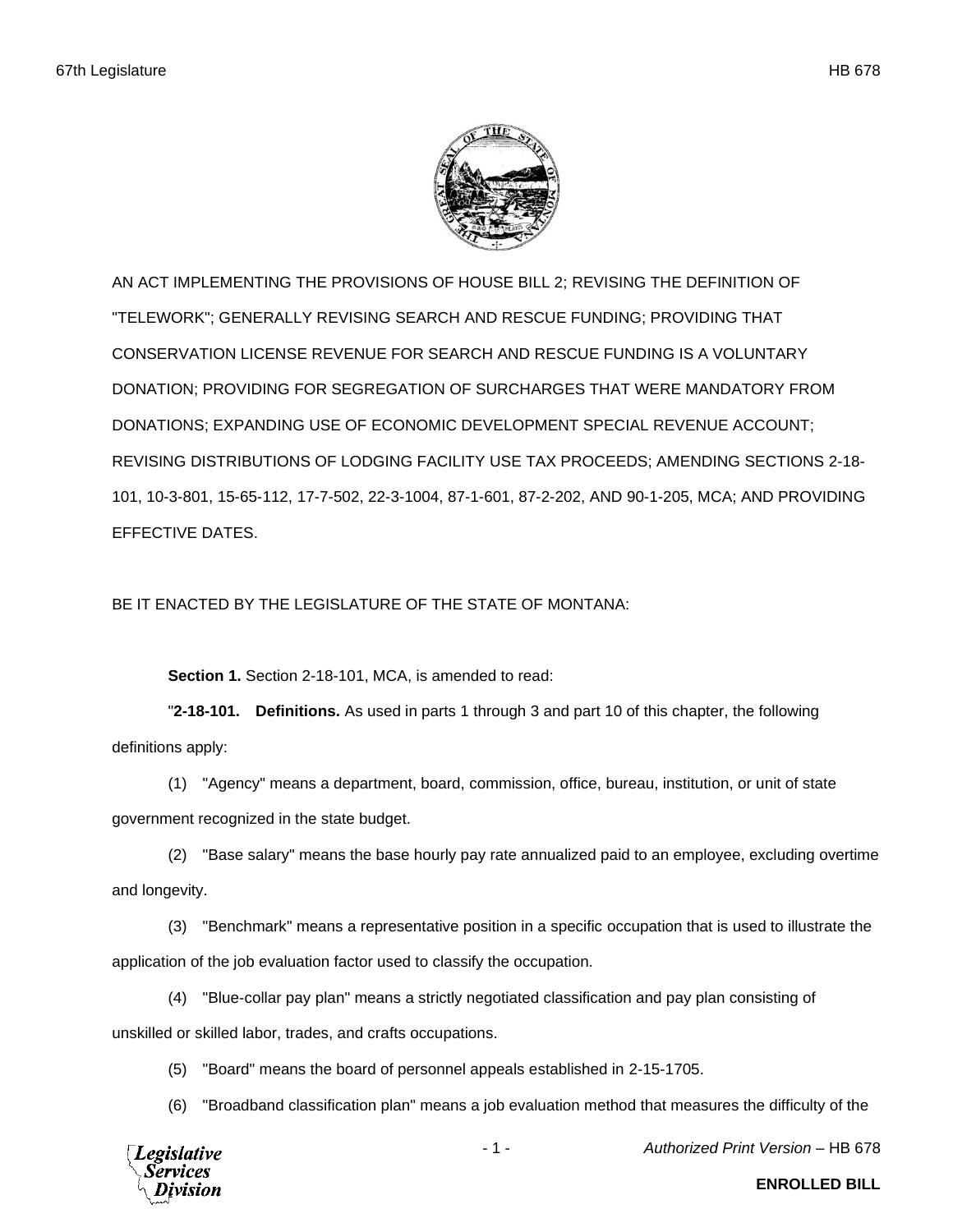AN ACT IMPLEMENTING THE PROVISIONS OF HOUSE BILL 2; REVISING THE DEFINITION OF "TELEWORK"; GENERALLY REVISING SEARCH AND RESCUE FUNDING; PROVIDING THAT CONSERVATION LICENSE REVENUE FOR SEARCH AND RESCUE FUNDING IS A VOLUNTARY DONATION; PROVIDING FOR SEGREGATION OF SURCHARGES THAT WERE MANDATORY FROM DONATIONS; EXPANDING USE OF ECONOMIC DEVELOPMENT SPECIAL REVENUE ACCOUNT; REVISING DISTRIBUTIONS OF LODGING FACILITY USE TAX PROCEEDS; AMENDING SECTIONS 2-18-101, 10-3-801, 15-65-112, 17-7-502, 22-3-1004, 87-1-601, 87-2-202, AND 90-1-205, MCA; AND PROVIDING EFFECTIVE DATES.

BE IT ENACTED BY THE LEGISLATURE OF THE STATE OF MONTANA:

**Section 1.** Section 2-18-101, MCA, is amended to read:

"**2-18-101. Definitions.** As used in parts 1 through 3 and part 10 of this chapter, the following definitions apply:

(1) "Agency" means a department, board, commission, office, bureau, institution, or unit of state government recognized in the state budget.

(2) "Base salary" means the base hourly pay rate annualized paid to an employee, excluding overtime and longevity.

(3) "Benchmark" means a representative position in a specific occupation that is used to illustrate the application of the job evaluation factor used to classify the occupation.

(4) "Blue-collar pay plan" means a strictly negotiated classification and pay plan consisting of unskilled or skilled labor, trades, and crafts occupations.

(5) "Board" means the board of personnel appeals established in 2-15-1705.

(6) "Broadband classification plan" means a job evaluation method that measures the difficulty of the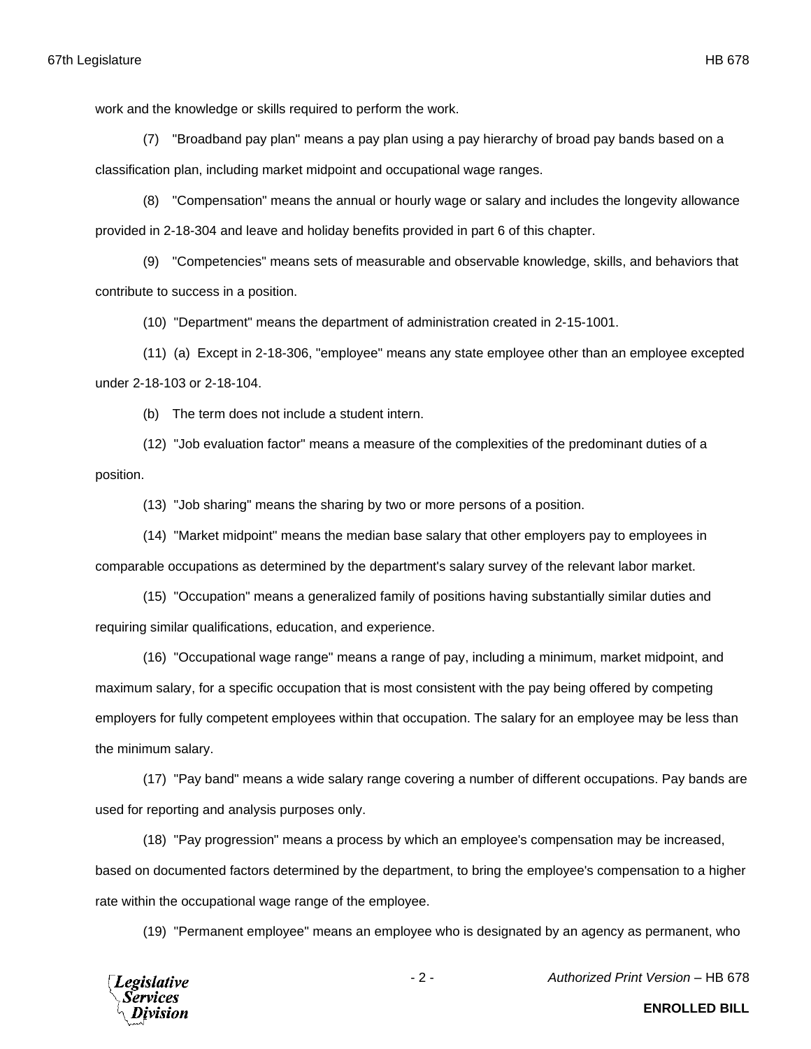work and the knowledge or skills required to perform the work.

(7) "Broadband pay plan" means a pay plan using a pay hierarchy of broad pay bands based on a classification plan, including market midpoint and occupational wage ranges.

(8) "Compensation" means the annual or hourly wage or salary and includes the longevity allowance provided in 2-18-304 and leave and holiday benefits provided in part 6 of this chapter.

(9) "Competencies" means sets of measurable and observable knowledge, skills, and behaviors that contribute to success in a position.

(10) "Department" means the department of administration created in 2-15-1001.

(11) (a) Except in 2-18-306, "employee" means any state employee other than an employee excepted under 2-18-103 or 2-18-104.

(b) The term does not include a student intern.

(12) "Job evaluation factor" means a measure of the complexities of the predominant duties of a position.

(13) "Job sharing" means the sharing by two or more persons of a position.

(14) "Market midpoint" means the median base salary that other employers pay to employees in comparable occupations as determined by the department's salary survey of the relevant labor market.

(15) "Occupation" means a generalized family of positions having substantially similar duties and requiring similar qualifications, education, and experience.

(16) "Occupational wage range" means a range of pay, including a minimum, market midpoint, and maximum salary, for a specific occupation that is most consistent with the pay being offered by competing employers for fully competent employees within that occupation. The salary for an employee may be less than the minimum salary.

(17) "Pay band" means a wide salary range covering a number of different occupations. Pay bands are used for reporting and analysis purposes only.

(18) "Pay progression" means a process by which an employee's compensation may be increased, based on documented factors determined by the department, to bring the employee's compensation to a higher rate within the occupational wage range of the employee.

(19) "Permanent employee" means an employee who is designated by an agency as permanent, who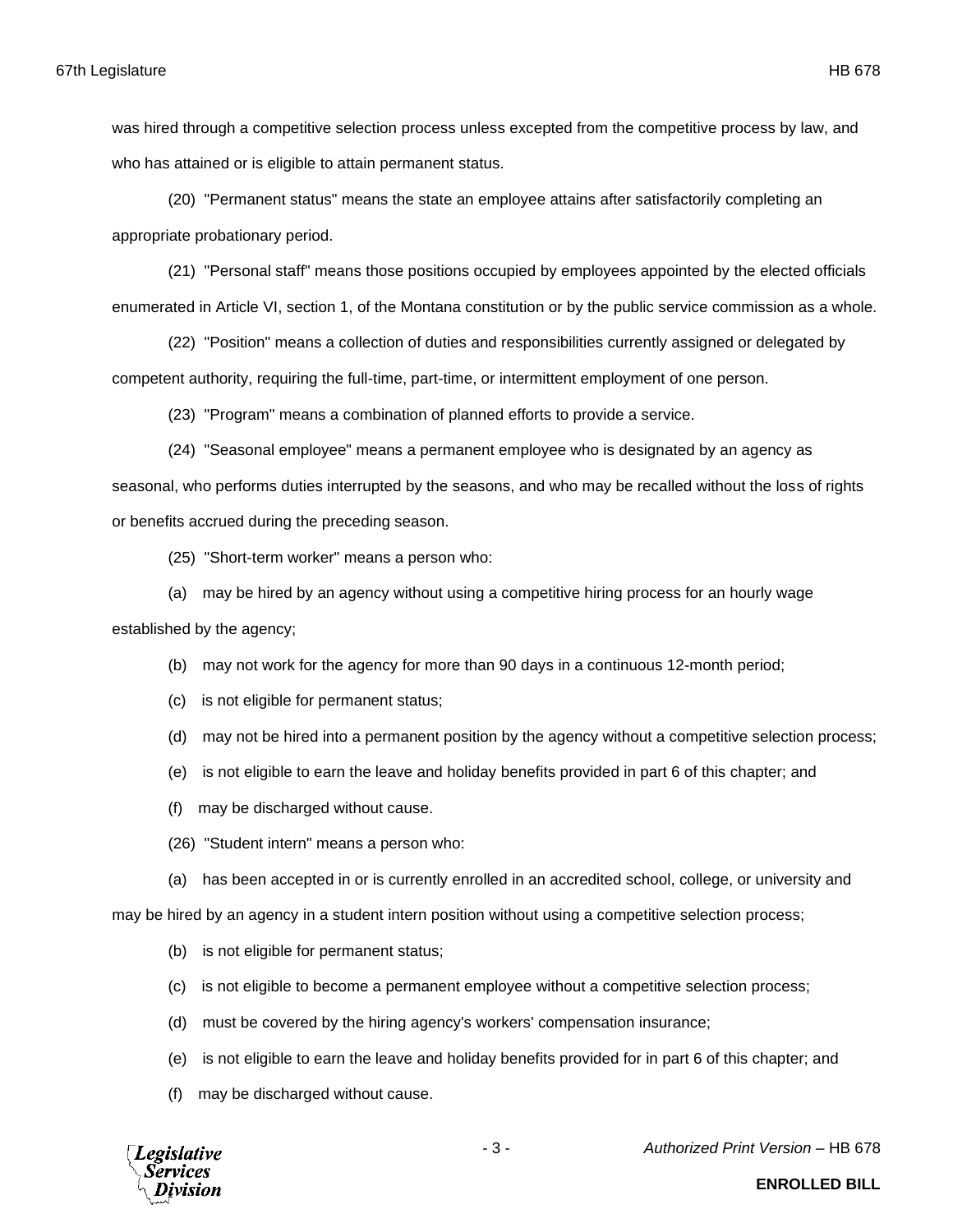was hired through a competitive selection process unless excepted from the competitive process by law, and who has attained or is eligible to attain permanent status.

(20) "Permanent status" means the state an employee attains after satisfactorily completing an appropriate probationary period.

(21) "Personal staff" means those positions occupied by employees appointed by the elected officials enumerated in Article VI, section 1, of the Montana constitution or by the public service commission as a whole.

(22) "Position" means a collection of duties and responsibilities currently assigned or delegated by competent authority, requiring the full-time, part-time, or intermittent employment of one person.

(23) "Program" means a combination of planned efforts to provide a service.

(24) "Seasonal employee" means a permanent employee who is designated by an agency as seasonal, who performs duties interrupted by the seasons, and who may be recalled without the loss of rights or benefits accrued during the preceding season.

(25) "Short-term worker" means a person who:

(a) may be hired by an agency without using a competitive hiring process for an hourly wage established by the agency;

(b) may not work for the agency for more than 90 days in a continuous 12-month period;

(c) is not eligible for permanent status;

(d) may not be hired into a permanent position by the agency without a competitive selection process;

(e) is not eligible to earn the leave and holiday benefits provided in part 6 of this chapter; and

(f) may be discharged without cause.

(26) "Student intern" means a person who:

(a) has been accepted in or is currently enrolled in an accredited school, college, or university and may be hired by an agency in a student intern position without using a competitive selection process;

(b) is not eligible for permanent status;

(c) is not eligible to become a permanent employee without a competitive selection process;

(d) must be covered by the hiring agency's workers' compensation insurance;

(e) is not eligible to earn the leave and holiday benefits provided for in part 6 of this chapter; and

(f) may be discharged without cause.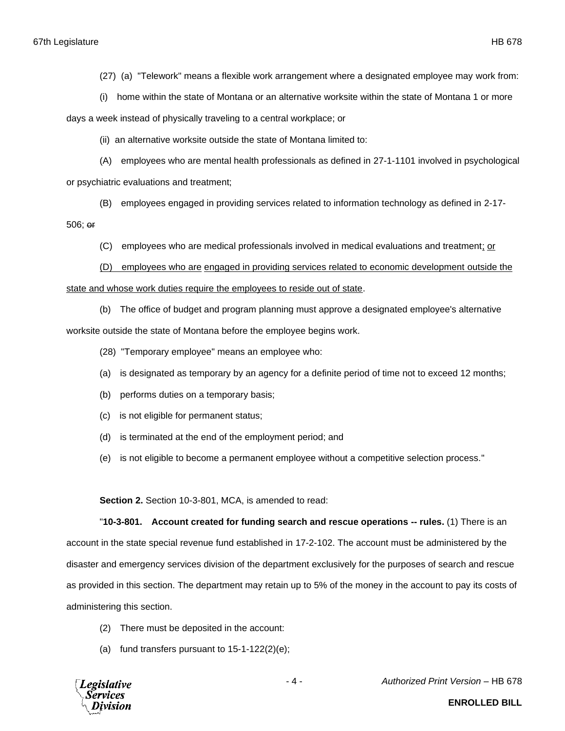(27) (a) "Telework" means a flexible work arrangement where a designated employee may work from:

(i) home within the state of Montana or an alternative worksite within the state of Montana 1 or more days a week instead of physically traveling to a central workplace; or

(ii) an alternative worksite outside the state of Montana limited to:

(A) employees who are mental health professionals as defined in 27-1-1101 involved in psychological or psychiatric evaluations and treatment;

(B) employees engaged in providing services related to information technology as defined in 2-17-506; ~~or~~

(C) employees who are medical professionals involved in medical evaluations and treatment<u>; or</u>

<u>(D) employees who are engaged in providing services related to economic development outside the state and whose work duties require the employees to reside out of state</u>.

(b) The office of budget and program planning must approve a designated employee's alternative worksite outside the state of Montana before the employee begins work.

(28) "Temporary employee" means an employee who:

(a) is designated as temporary by an agency for a definite period of time not to exceed 12 months;

(b) performs duties on a temporary basis;

(c) is not eligible for permanent status;

(d) is terminated at the end of the employment period; and

(e) is not eligible to become a permanent employee without a competitive selection process."

**Section 2.** Section 10-3-801, MCA, is amended to read:

"**10-3-801. Account created for funding search and rescue operations -- rules.** (1) There is an account in the state special revenue fund established in 17-2-102. The account must be administered by the disaster and emergency services division of the department exclusively for the purposes of search and rescue as provided in this section. The department may retain up to 5% of the money in the account to pay its costs of administering this section.

(2) There must be deposited in the account:

(a) fund transfers pursuant to 15-1-122(2)(e);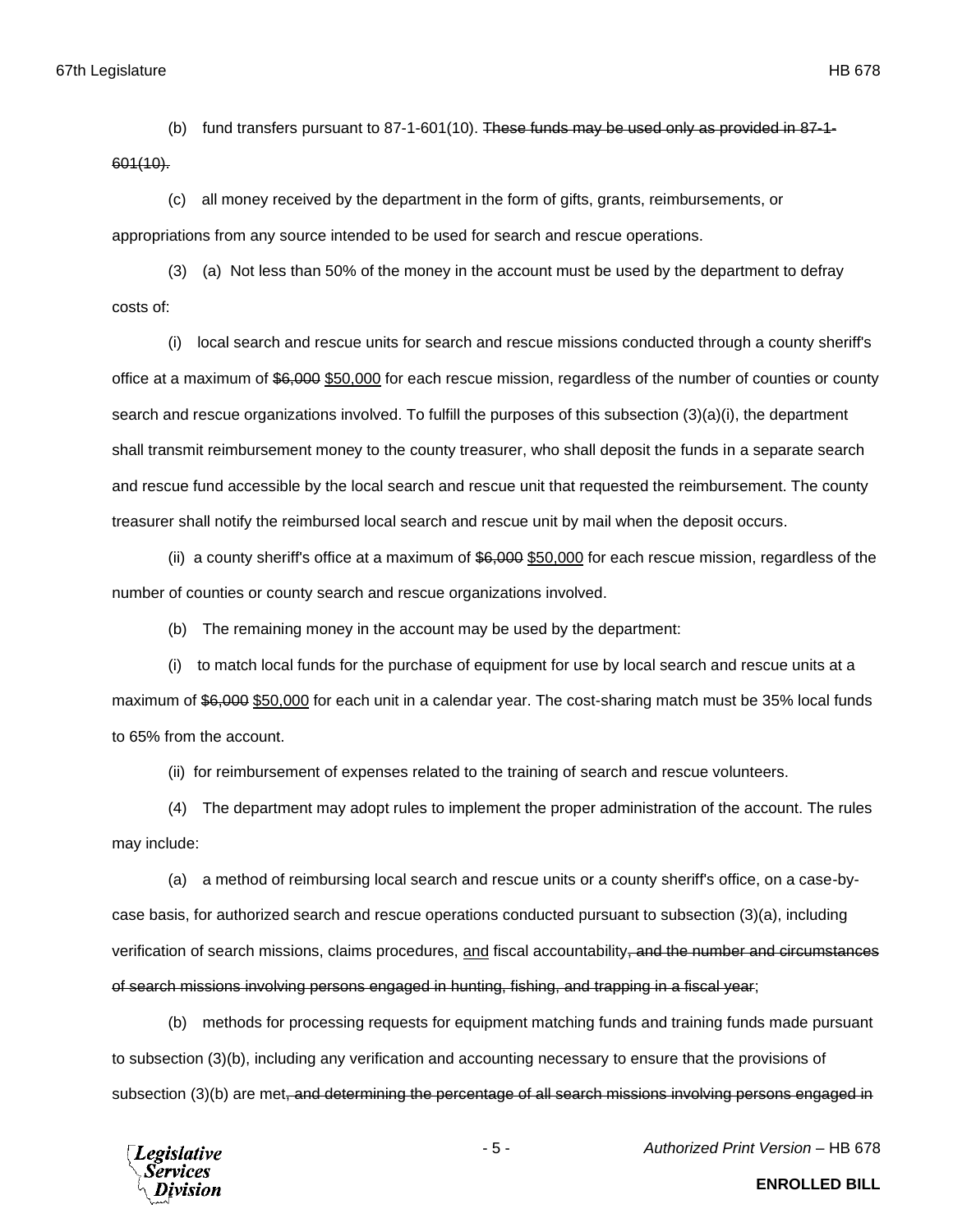(b) fund transfers pursuant to 87-1-601(10). ~~These funds may be used only as provided in 87-1-601(10).~~

(c) all money received by the department in the form of gifts, grants, reimbursements, or appropriations from any source intended to be used for search and rescue operations.

(3) (a) Not less than 50% of the money in the account must be used by the department to defray costs of:

(i) local search and rescue units for search and rescue missions conducted through a county sheriff's office at a maximum of ~~$6,000~~ <u>$50,000</u> for each rescue mission, regardless of the number of counties or county search and rescue organizations involved. To fulfill the purposes of this subsection (3)(a)(i), the department shall transmit reimbursement money to the county treasurer, who shall deposit the funds in a separate search and rescue fund accessible by the local search and rescue unit that requested the reimbursement. The county treasurer shall notify the reimbursed local search and rescue unit by mail when the deposit occurs.

(ii) a county sheriff's office at a maximum of ~~$6,000~~ <u>$50,000</u> for each rescue mission, regardless of the number of counties or county search and rescue organizations involved.

(b) The remaining money in the account may be used by the department:

(i) to match local funds for the purchase of equipment for use by local search and rescue units at a maximum of ~~$6,000~~ <u>$50,000</u> for each unit in a calendar year. The cost-sharing match must be 35% local funds to 65% from the account.

(ii) for reimbursement of expenses related to the training of search and rescue volunteers.

(4) The department may adopt rules to implement the proper administration of the account. The rules may include:

(a) a method of reimbursing local search and rescue units or a county sheriff's office, on a case-by-case basis, for authorized search and rescue operations conducted pursuant to subsection (3)(a), including verification of search missions, claims procedures, <u>and</u> fiscal accountability~~, and the number and circumstances of search missions involving persons engaged in hunting, fishing, and trapping in a fiscal year~~;

(b) methods for processing requests for equipment matching funds and training funds made pursuant to subsection (3)(b), including any verification and accounting necessary to ensure that the provisions of subsection (3)(b) are met~~, and determining the percentage of all search missions involving persons engaged in~~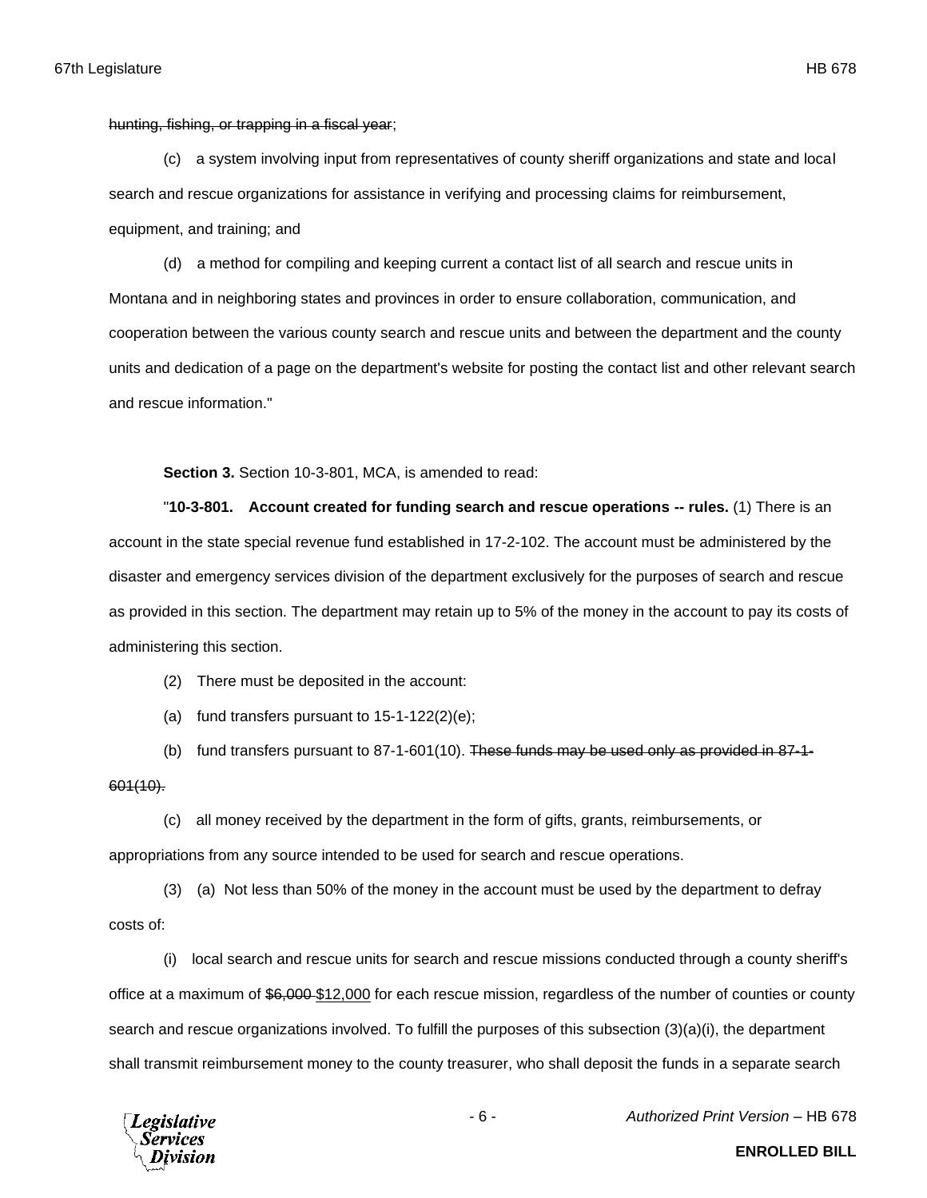~~hunting, fishing, or trapping in a fiscal year~~;

(c) a system involving input from representatives of county sheriff organizations and state and local search and rescue organizations for assistance in verifying and processing claims for reimbursement, equipment, and training; and

(d) a method for compiling and keeping current a contact list of all search and rescue units in Montana and in neighboring states and provinces in order to ensure collaboration, communication, and cooperation between the various county search and rescue units and between the department and the county units and dedication of a page on the department's website for posting the contact list and other relevant search and rescue information."

**Section 3.** Section 10-3-801, MCA, is amended to read:

"**10-3-801. Account created for funding search and rescue operations -- rules.** (1) There is an account in the state special revenue fund established in 17-2-102. The account must be administered by the disaster and emergency services division of the department exclusively for the purposes of search and rescue as provided in this section. The department may retain up to 5% of the money in the account to pay its costs of administering this section.

(2) There must be deposited in the account:

(a) fund transfers pursuant to 15-1-122(2)(e);

(b) fund transfers pursuant to 87-1-601(10). ~~These funds may be used only as provided in 87-1-601(10).~~

(c) all money received by the department in the form of gifts, grants, reimbursements, or appropriations from any source intended to be used for search and rescue operations.

(3) (a) Not less than 50% of the money in the account must be used by the department to defray costs of:

(i) local search and rescue units for search and rescue missions conducted through a county sheriff's office at a maximum of ~~$6,000~~ <u>$12,000</u> for each rescue mission, regardless of the number of counties or county search and rescue organizations involved. To fulfill the purposes of this subsection (3)(a)(i), the department shall transmit reimbursement money to the county treasurer, who shall deposit the funds in a separate search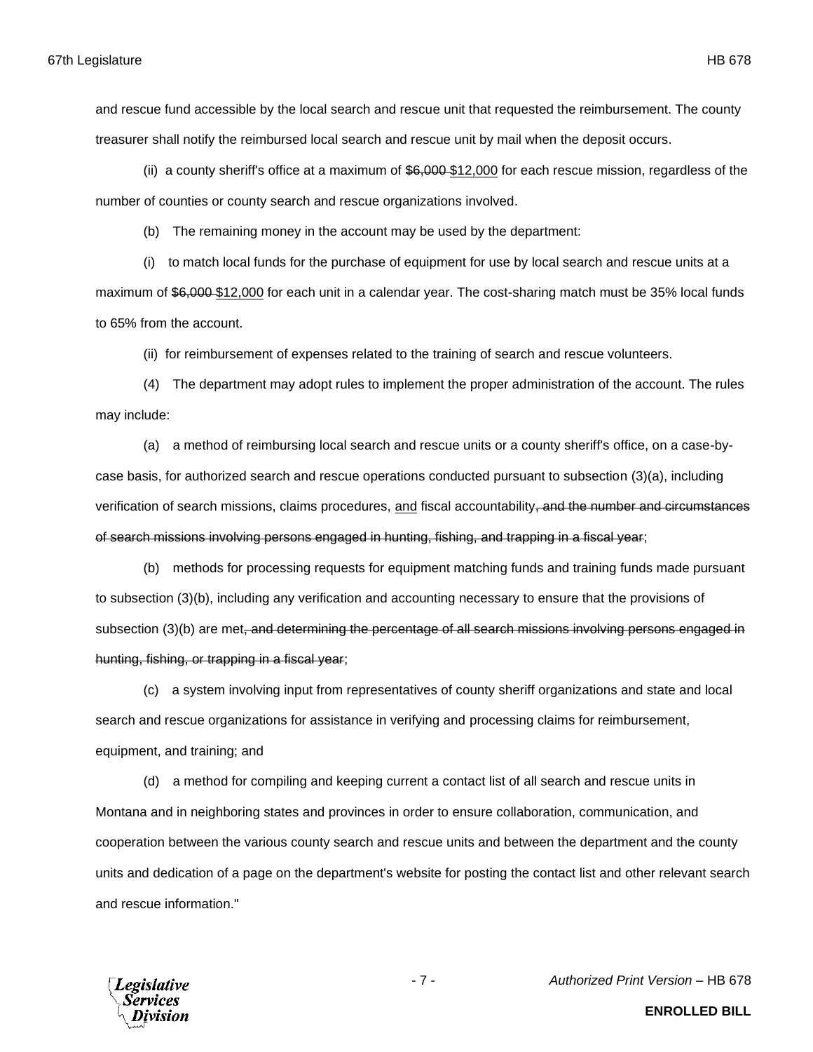and rescue fund accessible by the local search and rescue unit that requested the reimbursement. The county treasurer shall notify the reimbursed local search and rescue unit by mail when the deposit occurs.

(ii) a county sheriff's office at a maximum of ~~$6,000~~ <u>$12,000</u> for each rescue mission, regardless of the number of counties or county search and rescue organizations involved.

(b) The remaining money in the account may be used by the department:

(i) to match local funds for the purchase of equipment for use by local search and rescue units at a maximum of ~~$6,000~~ <u>$12,000</u> for each unit in a calendar year. The cost-sharing match must be 35% local funds to 65% from the account.

(ii) for reimbursement of expenses related to the training of search and rescue volunteers.

(4) The department may adopt rules to implement the proper administration of the account. The rules may include:

(a) a method of reimbursing local search and rescue units or a county sheriff's office, on a case-by-case basis, for authorized search and rescue operations conducted pursuant to subsection (3)(a), including verification of search missions, claims procedures, <u>and</u> fiscal accountability~~, and the number and circumstances of search missions involving persons engaged in hunting, fishing, and trapping in a fiscal year~~;

(b) methods for processing requests for equipment matching funds and training funds made pursuant to subsection (3)(b), including any verification and accounting necessary to ensure that the provisions of subsection (3)(b) are met~~, and determining the percentage of all search missions involving persons engaged in hunting, fishing, or trapping in a fiscal year~~;

(c) a system involving input from representatives of county sheriff organizations and state and local search and rescue organizations for assistance in verifying and processing claims for reimbursement, equipment, and training; and

(d) a method for compiling and keeping current a contact list of all search and rescue units in Montana and in neighboring states and provinces in order to ensure collaboration, communication, and cooperation between the various county search and rescue units and between the department and the county units and dedication of a page on the department's website for posting the contact list and other relevant search and rescue information."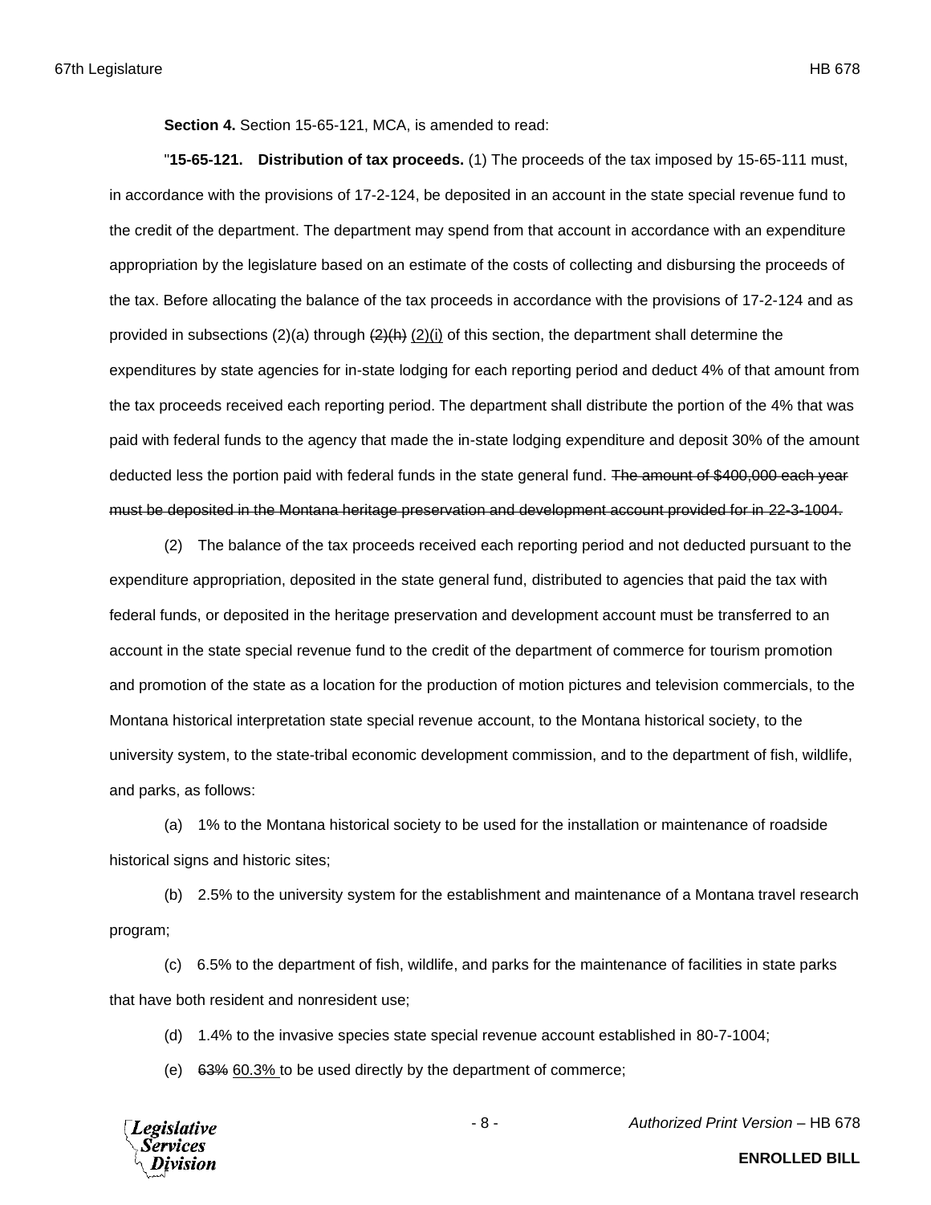**Section 4.** Section 15-65-121, MCA, is amended to read:

"**15-65-121. Distribution of tax proceeds.** (1) The proceeds of the tax imposed by 15-65-111 must, in accordance with the provisions of 17-2-124, be deposited in an account in the state special revenue fund to the credit of the department. The department may spend from that account in accordance with an expenditure appropriation by the legislature based on an estimate of the costs of collecting and disbursing the proceeds of the tax. Before allocating the balance of the tax proceeds in accordance with the provisions of 17-2-124 and as provided in subsections (2)(a) through ~~(2)(h)~~ <u>(2)(i)</u> of this section, the department shall determine the expenditures by state agencies for in-state lodging for each reporting period and deduct 4% of that amount from the tax proceeds received each reporting period. The department shall distribute the portion of the 4% that was paid with federal funds to the agency that made the in-state lodging expenditure and deposit 30% of the amount deducted less the portion paid with federal funds in the state general fund. ~~The amount of $400,000 each year must be deposited in the Montana heritage preservation and development account provided for in 22-3-1004.~~

(2) The balance of the tax proceeds received each reporting period and not deducted pursuant to the expenditure appropriation, deposited in the state general fund, distributed to agencies that paid the tax with federal funds, or deposited in the heritage preservation and development account must be transferred to an account in the state special revenue fund to the credit of the department of commerce for tourism promotion and promotion of the state as a location for the production of motion pictures and television commercials, to the Montana historical interpretation state special revenue account, to the Montana historical society, to the university system, to the state-tribal economic development commission, and to the department of fish, wildlife, and parks, as follows:

(a) 1% to the Montana historical society to be used for the installation or maintenance of roadside historical signs and historic sites;

(b) 2.5% to the university system for the establishment and maintenance of a Montana travel research program;

(c) 6.5% to the department of fish, wildlife, and parks for the maintenance of facilities in state parks that have both resident and nonresident use;

(d) 1.4% to the invasive species state special revenue account established in 80-7-1004;

(e) ~~63%~~ <u>60.3%</u> to be used directly by the department of commerce;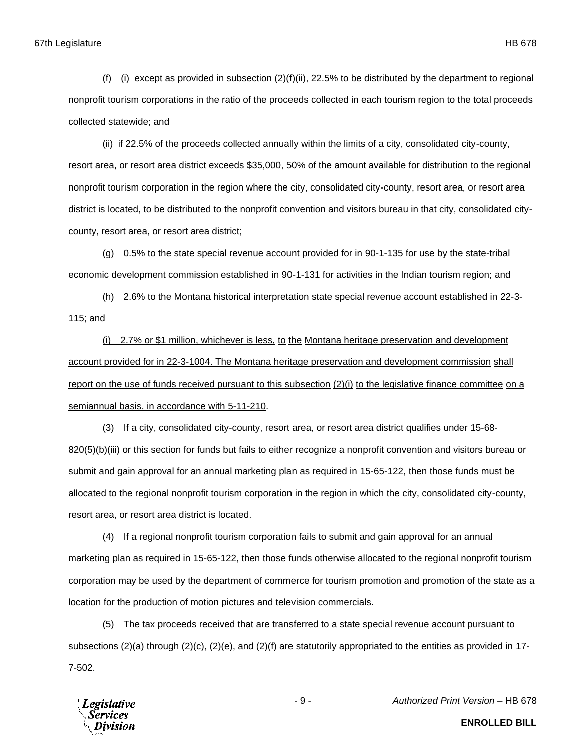(f) (i) except as provided in subsection (2)(f)(ii), 22.5% to be distributed by the department to regional nonprofit tourism corporations in the ratio of the proceeds collected in each tourism region to the total proceeds collected statewide; and

(ii) if 22.5% of the proceeds collected annually within the limits of a city, consolidated city-county, resort area, or resort area district exceeds $35,000, 50% of the amount available for distribution to the regional nonprofit tourism corporation in the region where the city, consolidated city-county, resort area, or resort area district is located, to be distributed to the nonprofit convention and visitors bureau in that city, consolidated city-county, resort area, or resort area district;

(g) 0.5% to the state special revenue account provided for in 90-1-135 for use by the state-tribal economic development commission established in 90-1-131 for activities in the Indian tourism region; ~~and~~

(h) 2.6% to the Montana historical interpretation state special revenue account established in 22-3-115<u>; and</u>

<u>(i) 2.7% or $1 million, whichever is less, to the Montana heritage preservation and development account provided for in 22-3-1004. The Montana heritage preservation and development commission shall report on the use of funds received pursuant to this subsection (2)(i) to the legislative finance committee on a semiannual basis, in accordance with 5-11-210</u>.

(3) If a city, consolidated city-county, resort area, or resort area district qualifies under 15-68-820(5)(b)(iii) or this section for funds but fails to either recognize a nonprofit convention and visitors bureau or submit and gain approval for an annual marketing plan as required in 15-65-122, then those funds must be allocated to the regional nonprofit tourism corporation in the region in which the city, consolidated city-county, resort area, or resort area district is located.

(4) If a regional nonprofit tourism corporation fails to submit and gain approval for an annual marketing plan as required in 15-65-122, then those funds otherwise allocated to the regional nonprofit tourism corporation may be used by the department of commerce for tourism promotion and promotion of the state as a location for the production of motion pictures and television commercials.

(5) The tax proceeds received that are transferred to a state special revenue account pursuant to subsections (2)(a) through (2)(c), (2)(e), and (2)(f) are statutorily appropriated to the entities as provided in 17-7-502.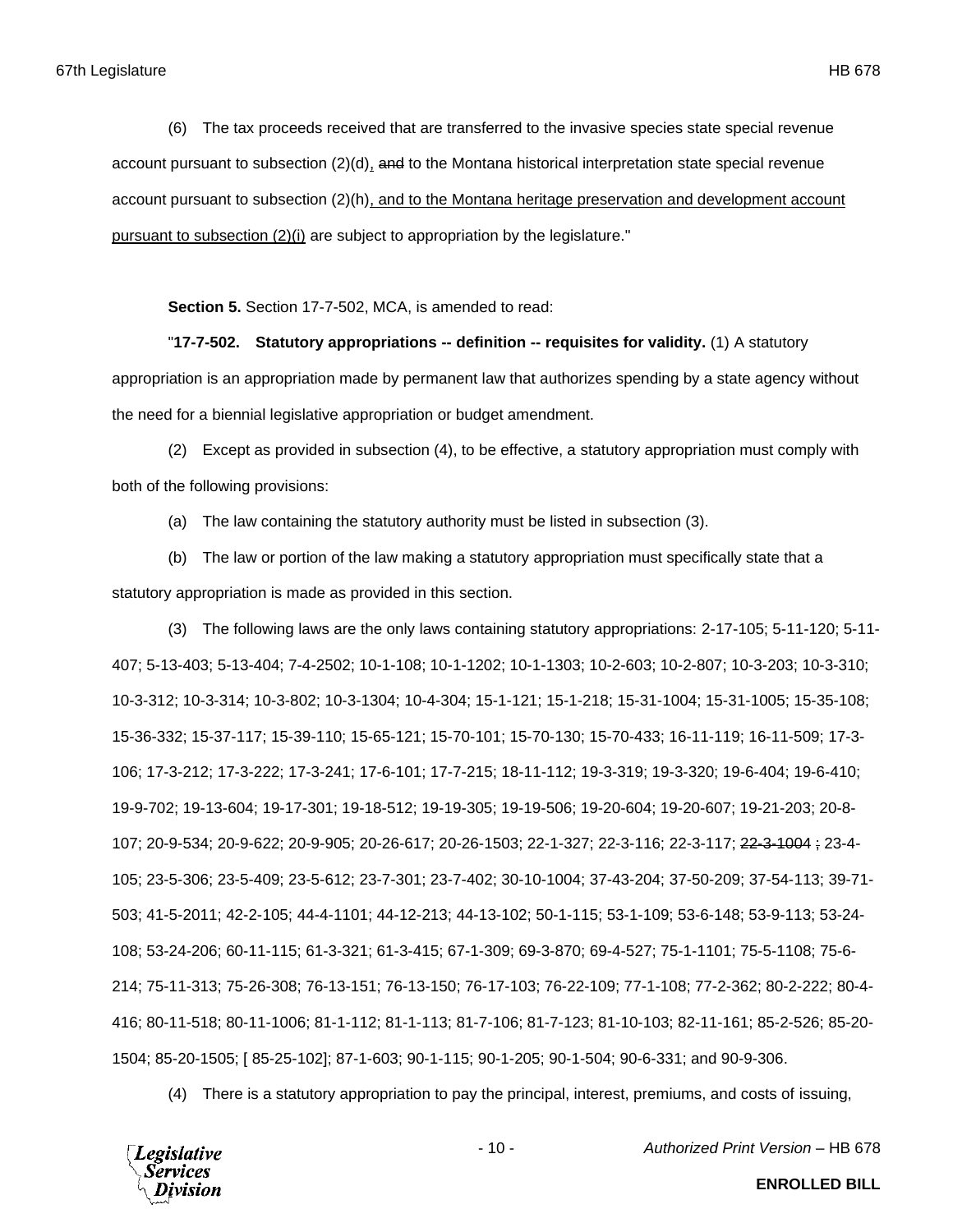(6) The tax proceeds received that are transferred to the invasive species state special revenue account pursuant to subsection (2)(d), ~~and~~ to the Montana historical interpretation state special revenue account pursuant to subsection (2)(h), and to the Montana heritage preservation and development account pursuant to subsection (2)(i) are subject to appropriation by the legislature."

**Section 5.** Section 17-7-502, MCA, is amended to read:

"**17-7-502. Statutory appropriations -- definition -- requisites for validity.** (1) A statutory appropriation is an appropriation made by permanent law that authorizes spending by a state agency without the need for a biennial legislative appropriation or budget amendment.

(2) Except as provided in subsection (4), to be effective, a statutory appropriation must comply with both of the following provisions:

(a) The law containing the statutory authority must be listed in subsection (3).

(b) The law or portion of the law making a statutory appropriation must specifically state that a statutory appropriation is made as provided in this section.

(3) The following laws are the only laws containing statutory appropriations: 2-17-105; 5-11-120; 5-11-407; 5-13-403; 5-13-404; 7-4-2502; 10-1-108; 10-1-1202; 10-1-1303; 10-2-603; 10-2-807; 10-3-203; 10-3-310; 10-3-312; 10-3-314; 10-3-802; 10-3-1304; 10-4-304; 15-1-121; 15-1-218; 15-31-1004; 15-31-1005; 15-35-108; 15-36-332; 15-37-117; 15-39-110; 15-65-121; 15-70-101; 15-70-130; 15-70-433; 16-11-119; 16-11-509; 17-3-106; 17-3-212; 17-3-222; 17-3-241; 17-6-101; 17-7-215; 18-11-112; 19-3-319; 19-3-320; 19-6-404; 19-6-410; 19-9-702; 19-13-604; 19-17-301; 19-18-512; 19-19-305; 19-19-506; 19-20-604; 19-20-607; 19-21-203; 20-8-107; 20-9-534; 20-9-622; 20-9-905; 20-26-617; 20-26-1503; 22-1-327; 22-3-116; 22-3-117; ~~22-3-1004 ;~~ 23-4-105; 23-5-306; 23-5-409; 23-5-612; 23-7-301; 23-7-402; 30-10-1004; 37-43-204; 37-50-209; 37-54-113; 39-71-503; 41-5-2011; 42-2-105; 44-4-1101; 44-12-213; 44-13-102; 50-1-115; 53-1-109; 53-6-148; 53-9-113; 53-24-108; 53-24-206; 60-11-115; 61-3-321; 61-3-415; 67-1-309; 69-3-870; 69-4-527; 75-1-1101; 75-5-1108; 75-6-214; 75-11-313; 75-26-308; 76-13-151; 76-13-150; 76-17-103; 76-22-109; 77-1-108; 77-2-362; 80-2-222; 80-4-416; 80-11-518; 80-11-1006; 81-1-112; 81-1-113; 81-7-106; 81-7-123; 81-10-103; 82-11-161; 85-2-526; 85-20-1504; 85-20-1505; [ 85-25-102]; 87-1-603; 90-1-115; 90-1-205; 90-1-504; 90-6-331; and 90-9-306.

(4) There is a statutory appropriation to pay the principal, interest, premiums, and costs of issuing,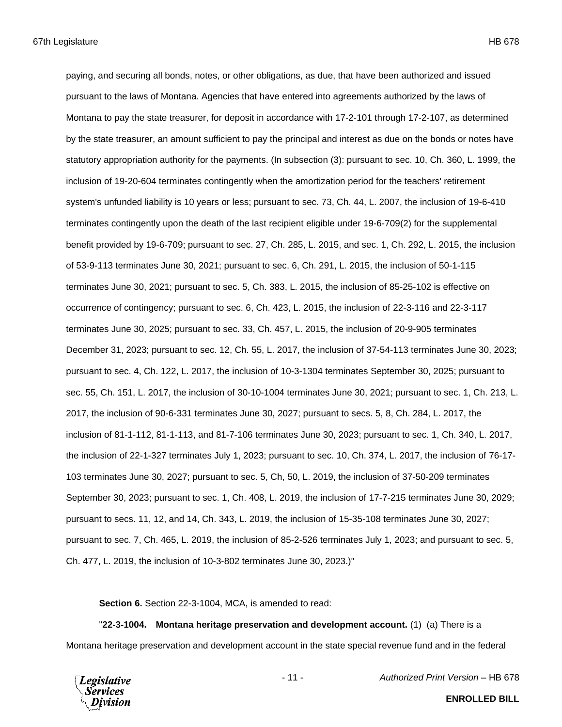paying, and securing all bonds, notes, or other obligations, as due, that have been authorized and issued pursuant to the laws of Montana. Agencies that have entered into agreements authorized by the laws of Montana to pay the state treasurer, for deposit in accordance with 17-2-101 through 17-2-107, as determined by the state treasurer, an amount sufficient to pay the principal and interest as due on the bonds or notes have statutory appropriation authority for the payments. (In subsection (3): pursuant to sec. 10, Ch. 360, L. 1999, the inclusion of 19-20-604 terminates contingently when the amortization period for the teachers' retirement system's unfunded liability is 10 years or less; pursuant to sec. 73, Ch. 44, L. 2007, the inclusion of 19-6-410 terminates contingently upon the death of the last recipient eligible under 19-6-709(2) for the supplemental benefit provided by 19-6-709; pursuant to sec. 27, Ch. 285, L. 2015, and sec. 1, Ch. 292, L. 2015, the inclusion of 53-9-113 terminates June 30, 2021; pursuant to sec. 6, Ch. 291, L. 2015, the inclusion of 50-1-115 terminates June 30, 2021; pursuant to sec. 5, Ch. 383, L. 2015, the inclusion of 85-25-102 is effective on occurrence of contingency; pursuant to sec. 6, Ch. 423, L. 2015, the inclusion of 22-3-116 and 22-3-117 terminates June 30, 2025; pursuant to sec. 33, Ch. 457, L. 2015, the inclusion of 20-9-905 terminates December 31, 2023; pursuant to sec. 12, Ch. 55, L. 2017, the inclusion of 37-54-113 terminates June 30, 2023; pursuant to sec. 4, Ch. 122, L. 2017, the inclusion of 10-3-1304 terminates September 30, 2025; pursuant to sec. 55, Ch. 151, L. 2017, the inclusion of 30-10-1004 terminates June 30, 2021; pursuant to sec. 1, Ch. 213, L. 2017, the inclusion of 90-6-331 terminates June 30, 2027; pursuant to secs. 5, 8, Ch. 284, L. 2017, the inclusion of 81-1-112, 81-1-113, and 81-7-106 terminates June 30, 2023; pursuant to sec. 1, Ch. 340, L. 2017, the inclusion of 22-1-327 terminates July 1, 2023; pursuant to sec. 10, Ch. 374, L. 2017, the inclusion of 76-17-103 terminates June 30, 2027; pursuant to sec. 5, Ch, 50, L. 2019, the inclusion of 37-50-209 terminates September 30, 2023; pursuant to sec. 1, Ch. 408, L. 2019, the inclusion of 17-7-215 terminates June 30, 2029; pursuant to secs. 11, 12, and 14, Ch. 343, L. 2019, the inclusion of 15-35-108 terminates June 30, 2027; pursuant to sec. 7, Ch. 465, L. 2019, the inclusion of 85-2-526 terminates July 1, 2023; and pursuant to sec. 5, Ch. 477, L. 2019, the inclusion of 10-3-802 terminates June 30, 2023.)"

**Section 6.** Section 22-3-1004, MCA, is amended to read:

"**22-3-1004. Montana heritage preservation and development account.** (1) (a) There is a Montana heritage preservation and development account in the state special revenue fund and in the federal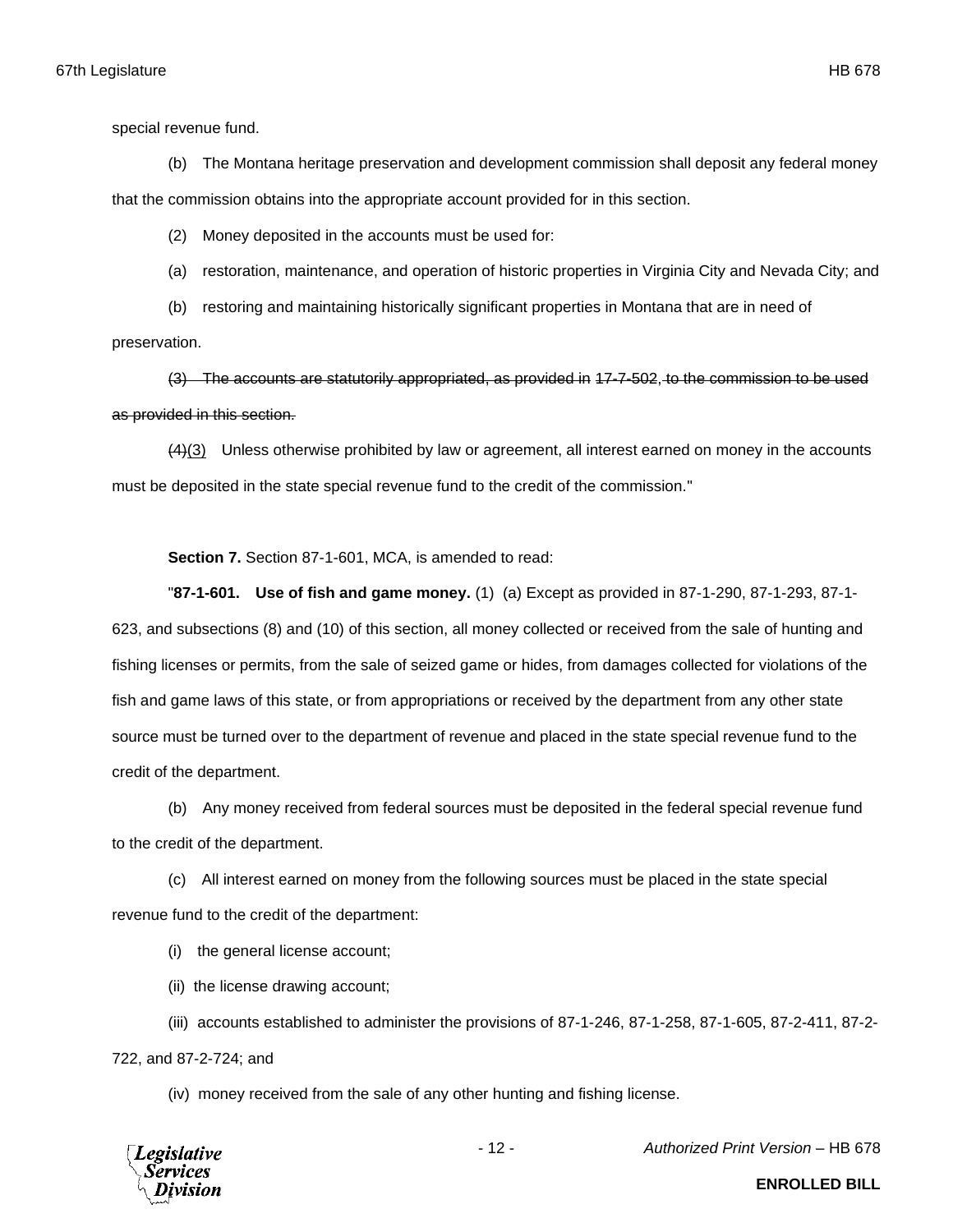special revenue fund.

(b) The Montana heritage preservation and development commission shall deposit any federal money that the commission obtains into the appropriate account provided for in this section.

(2) Money deposited in the accounts must be used for:

(a) restoration, maintenance, and operation of historic properties in Virginia City and Nevada City; and

(b) restoring and maintaining historically significant properties in Montana that are in need of preservation.

~~(3) The accounts are statutorily appropriated, as provided in 17-7-502, to the commission to be used as provided in this section.~~

~~(4)~~(3) Unless otherwise prohibited by law or agreement, all interest earned on money in the accounts must be deposited in the state special revenue fund to the credit of the commission."

**Section 7.** Section 87-1-601, MCA, is amended to read:

"**87-1-601. Use of fish and game money.** (1) (a) Except as provided in 87-1-290, 87-1-293, 87-1-623, and subsections (8) and (10) of this section, all money collected or received from the sale of hunting and fishing licenses or permits, from the sale of seized game or hides, from damages collected for violations of the fish and game laws of this state, or from appropriations or received by the department from any other state source must be turned over to the department of revenue and placed in the state special revenue fund to the credit of the department.

(b) Any money received from federal sources must be deposited in the federal special revenue fund to the credit of the department.

(c) All interest earned on money from the following sources must be placed in the state special revenue fund to the credit of the department:

(i) the general license account;

(ii) the license drawing account;

(iii) accounts established to administer the provisions of 87-1-246, 87-1-258, 87-1-605, 87-2-411, 87-2-722, and 87-2-724; and

(iv) money received from the sale of any other hunting and fishing license.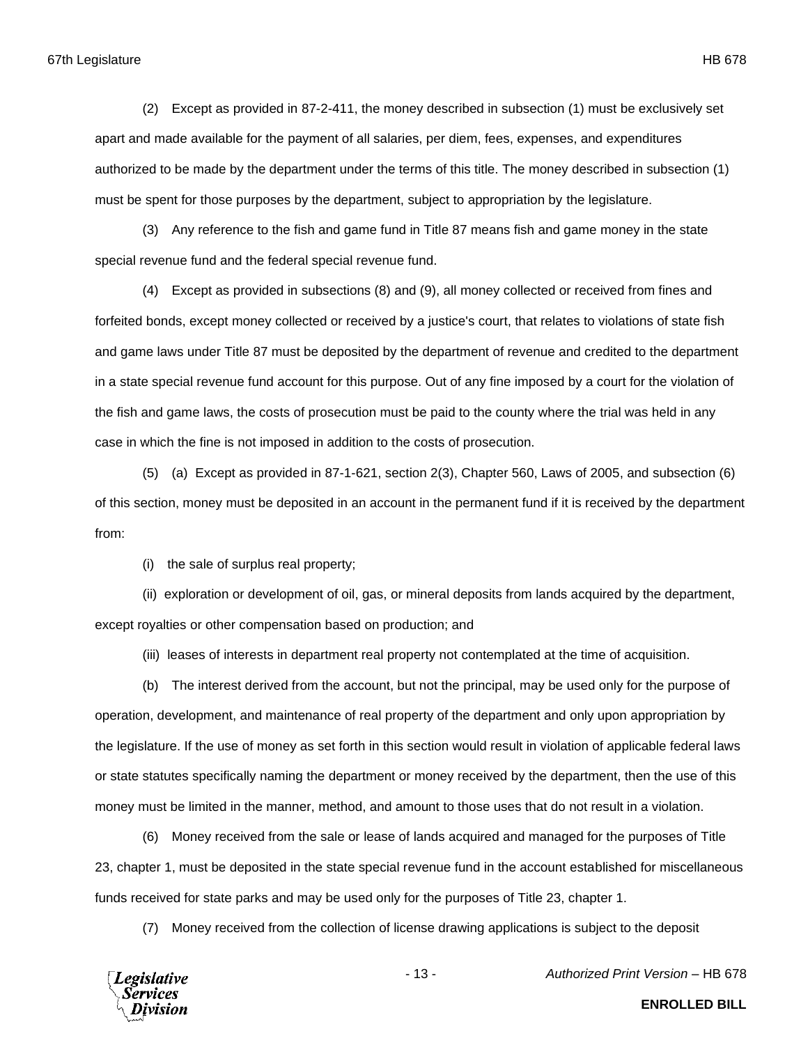(2) Except as provided in 87-2-411, the money described in subsection (1) must be exclusively set apart and made available for the payment of all salaries, per diem, fees, expenses, and expenditures authorized to be made by the department under the terms of this title. The money described in subsection (1) must be spent for those purposes by the department, subject to appropriation by the legislature.

(3) Any reference to the fish and game fund in Title 87 means fish and game money in the state special revenue fund and the federal special revenue fund.

(4) Except as provided in subsections (8) and (9), all money collected or received from fines and forfeited bonds, except money collected or received by a justice's court, that relates to violations of state fish and game laws under Title 87 must be deposited by the department of revenue and credited to the department in a state special revenue fund account for this purpose. Out of any fine imposed by a court for the violation of the fish and game laws, the costs of prosecution must be paid to the county where the trial was held in any case in which the fine is not imposed in addition to the costs of prosecution.

(5) (a) Except as provided in 87-1-621, section 2(3), Chapter 560, Laws of 2005, and subsection (6) of this section, money must be deposited in an account in the permanent fund if it is received by the department from:

(i) the sale of surplus real property;

(ii) exploration or development of oil, gas, or mineral deposits from lands acquired by the department, except royalties or other compensation based on production; and

(iii) leases of interests in department real property not contemplated at the time of acquisition.

(b) The interest derived from the account, but not the principal, may be used only for the purpose of operation, development, and maintenance of real property of the department and only upon appropriation by the legislature. If the use of money as set forth in this section would result in violation of applicable federal laws or state statutes specifically naming the department or money received by the department, then the use of this money must be limited in the manner, method, and amount to those uses that do not result in a violation.

(6) Money received from the sale or lease of lands acquired and managed for the purposes of Title 23, chapter 1, must be deposited in the state special revenue fund in the account established for miscellaneous funds received for state parks and may be used only for the purposes of Title 23, chapter 1.

(7) Money received from the collection of license drawing applications is subject to the deposit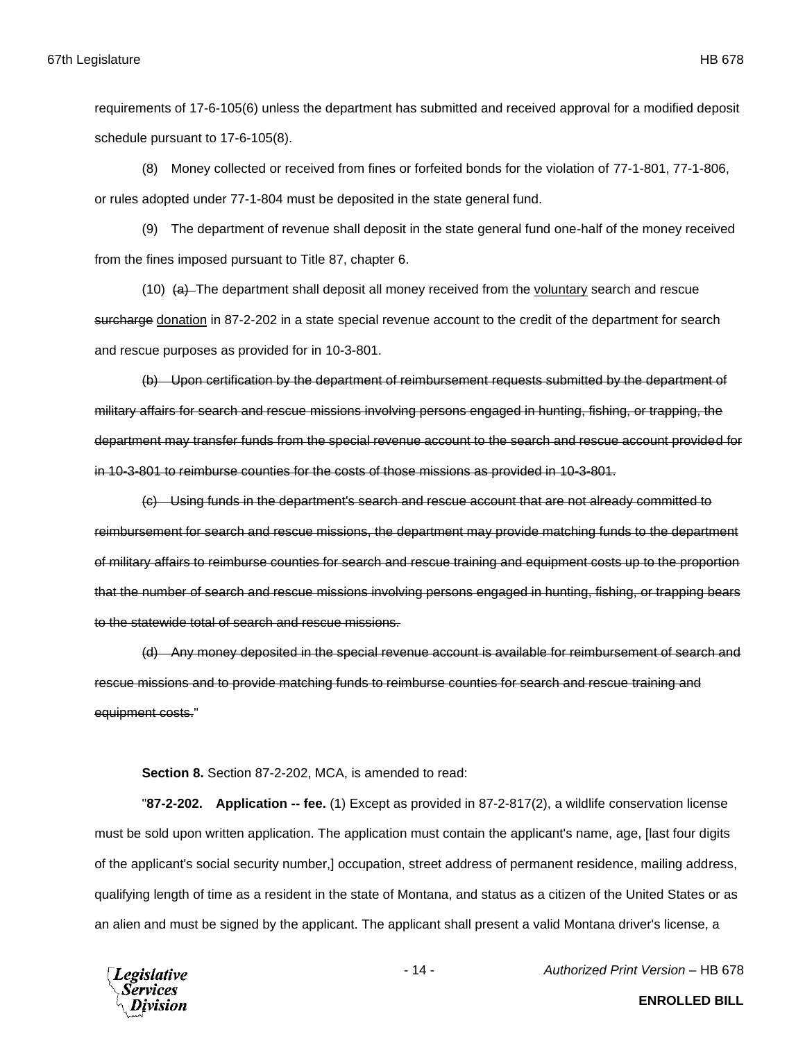requirements of 17-6-105(6) unless the department has submitted and received approval for a modified deposit schedule pursuant to 17-6-105(8).

(8) Money collected or received from fines or forfeited bonds for the violation of 77-1-801, 77-1-806, or rules adopted under 77-1-804 must be deposited in the state general fund.

(9) The department of revenue shall deposit in the state general fund one-half of the money received from the fines imposed pursuant to Title 87, chapter 6.

(10) ~~(a)~~ The department shall deposit all money received from the <u>voluntary</u> search and rescue ~~surcharge~~ <u>donation</u> in 87-2-202 in a state special revenue account to the credit of the department for search and rescue purposes as provided for in 10-3-801.

~~(b) Upon certification by the department of reimbursement requests submitted by the department of military affairs for search and rescue missions involving persons engaged in hunting, fishing, or trapping, the department may transfer funds from the special revenue account to the search and rescue account provided for in 10-3-801 to reimburse counties for the costs of those missions as provided in 10-3-801.~~

~~(c) Using funds in the department's search and rescue account that are not already committed to reimbursement for search and rescue missions, the department may provide matching funds to the department of military affairs to reimburse counties for search and rescue training and equipment costs up to the proportion that the number of search and rescue missions involving persons engaged in hunting, fishing, or trapping bears to the statewide total of search and rescue missions.~~

~~(d) Any money deposited in the special revenue account is available for reimbursement of search and rescue missions and to provide matching funds to reimburse counties for search and rescue training and equipment costs.~~"

**Section 8.** Section 87-2-202, MCA, is amended to read:

"**87-2-202. Application -- fee.** (1) Except as provided in 87-2-817(2), a wildlife conservation license must be sold upon written application. The application must contain the applicant's name, age, [last four digits of the applicant's social security number,] occupation, street address of permanent residence, mailing address, qualifying length of time as a resident in the state of Montana, and status as a citizen of the United States or as an alien and must be signed by the applicant. The applicant shall present a valid Montana driver's license, a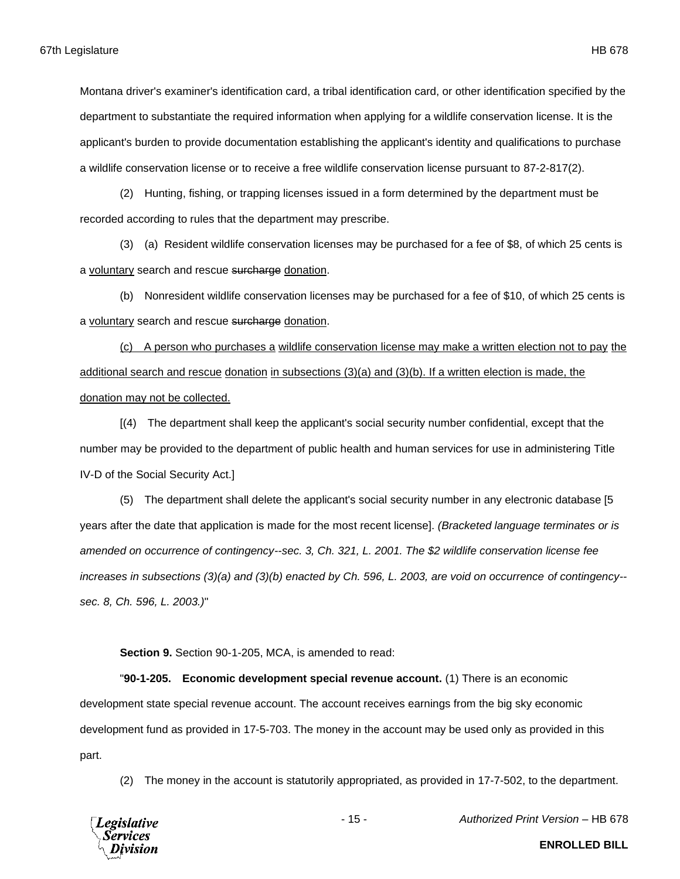Montana driver's examiner's identification card, a tribal identification card, or other identification specified by the department to substantiate the required information when applying for a wildlife conservation license. It is the applicant's burden to provide documentation establishing the applicant's identity and qualifications to purchase a wildlife conservation license or to receive a free wildlife conservation license pursuant to 87-2-817(2).

(2) Hunting, fishing, or trapping licenses issued in a form determined by the department must be recorded according to rules that the department may prescribe.

(3) (a) Resident wildlife conservation licenses may be purchased for a fee of $8, of which 25 cents is a <u>voluntary</u> search and rescue ~~surcharge~~ <u>donation</u>.

(b) Nonresident wildlife conservation licenses may be purchased for a fee of $10, of which 25 cents is a <u>voluntary</u> search and rescue ~~surcharge~~ <u>donation</u>.

<u>(c) A person who purchases a wildlife conservation license may make a written election not to pay the additional search and rescue donation in subsections (3)(a) and (3)(b). If a written election is made, the donation may not be collected.</u>

[(4) The department shall keep the applicant's social security number confidential, except that the number may be provided to the department of public health and human services for use in administering Title IV-D of the Social Security Act.]

(5) The department shall delete the applicant's social security number in any electronic database [5 years after the date that application is made for the most recent license]. *(Bracketed language terminates or is amended on occurrence of contingency--sec. 3, Ch. 321, L. 2001. The $2 wildlife conservation license fee increases in subsections (3)(a) and (3)(b) enacted by Ch. 596, L. 2003, are void on occurrence of contingency--sec. 8, Ch. 596, L. 2003.)*"

**Section 9.** Section 90-1-205, MCA, is amended to read:

"**90-1-205. Economic development special revenue account.** (1) There is an economic development state special revenue account. The account receives earnings from the big sky economic development fund as provided in 17-5-703. The money in the account may be used only as provided in this part.

(2) The money in the account is statutorily appropriated, as provided in 17-7-502, to the department.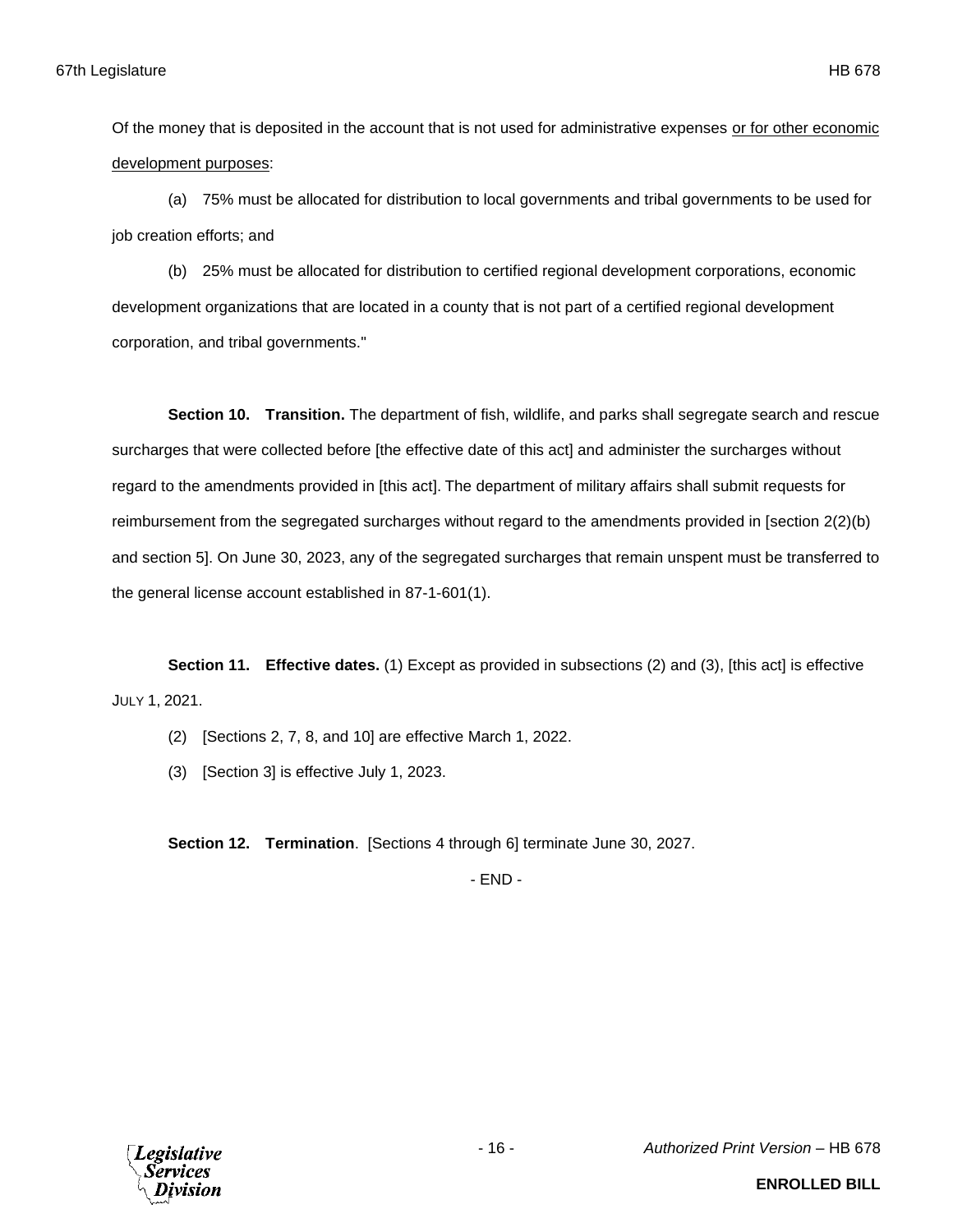Of the money that is deposited in the account that is not used for administrative expenses <u>or for other economic development purposes</u>:

(a) 75% must be allocated for distribution to local governments and tribal governments to be used for job creation efforts; and

(b) 25% must be allocated for distribution to certified regional development corporations, economic development organizations that are located in a county that is not part of a certified regional development corporation, and tribal governments."

**Section 10. Transition.** The department of fish, wildlife, and parks shall segregate search and rescue surcharges that were collected before [the effective date of this act] and administer the surcharges without regard to the amendments provided in [this act]. The department of military affairs shall submit requests for reimbursement from the segregated surcharges without regard to the amendments provided in [section 2(2)(b) and section 5]. On June 30, 2023, any of the segregated surcharges that remain unspent must be transferred to the general license account established in 87-1-601(1).

**Section 11. Effective dates.** (1) Except as provided in subsections (2) and (3), [this act] is effective JULY 1, 2021.

(2) [Sections 2, 7, 8, and 10] are effective March 1, 2022.

(3) [Section 3] is effective July 1, 2023.

**Section 12. Termination**. [Sections 4 through 6] terminate June 30, 2027.

- END -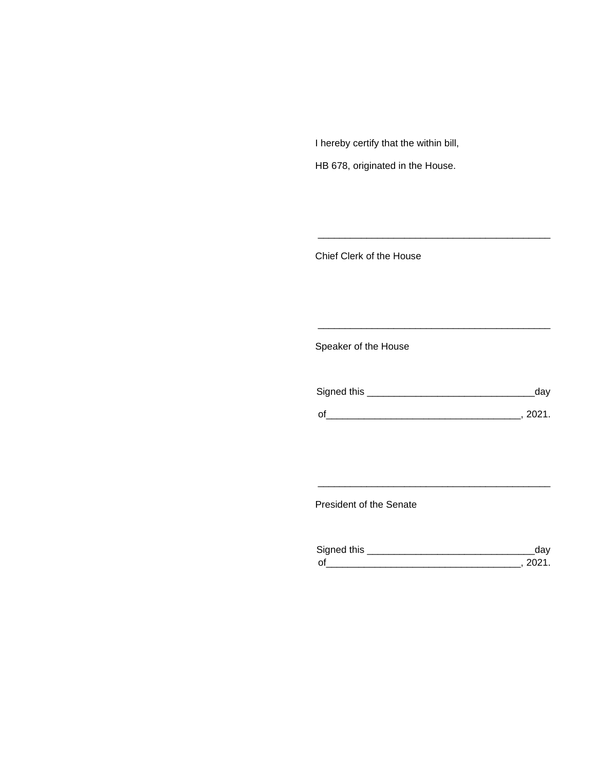I hereby certify that the within bill,

HB 678, originated in the House.

___________________________________________

Chief Clerk of the House

___________________________________________

Speaker of the House

Signed this ______________________________day

of___________________________________, 2021.

___________________________________________

President of the Senate

Signed this ______________________________day
of___________________________________, 2021.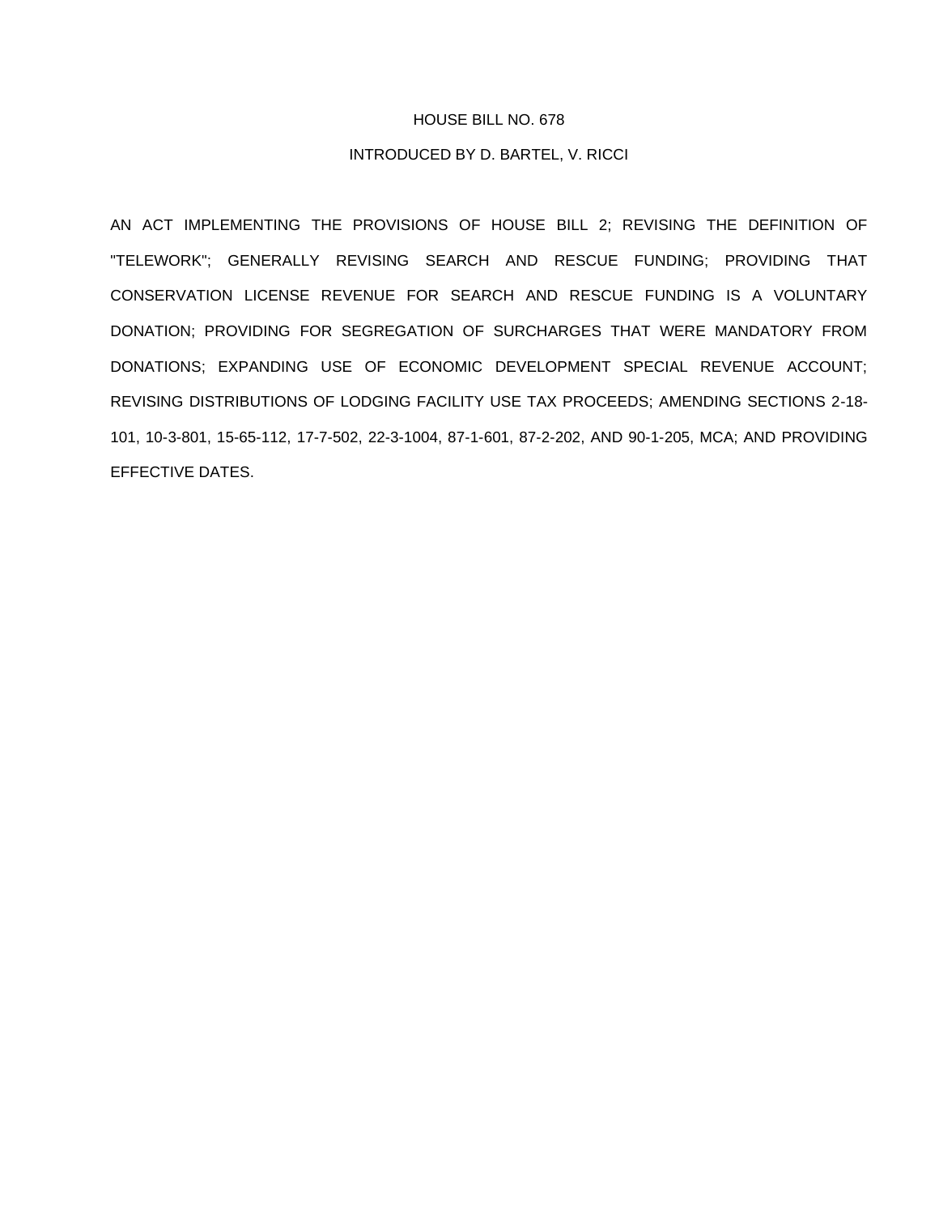HOUSE BILL NO. 678

INTRODUCED BY D. BARTEL, V. RICCI

AN ACT IMPLEMENTING THE PROVISIONS OF HOUSE BILL 2; REVISING THE DEFINITION OF "TELEWORK"; GENERALLY REVISING SEARCH AND RESCUE FUNDING; PROVIDING THAT CONSERVATION LICENSE REVENUE FOR SEARCH AND RESCUE FUNDING IS A VOLUNTARY DONATION; PROVIDING FOR SEGREGATION OF SURCHARGES THAT WERE MANDATORY FROM DONATIONS; EXPANDING USE OF ECONOMIC DEVELOPMENT SPECIAL REVENUE ACCOUNT; REVISING DISTRIBUTIONS OF LODGING FACILITY USE TAX PROCEEDS; AMENDING SECTIONS 2-18-101, 10-3-801, 15-65-112, 17-7-502, 22-3-1004, 87-1-601, 87-2-202, AND 90-1-205, MCA; AND PROVIDING EFFECTIVE DATES.